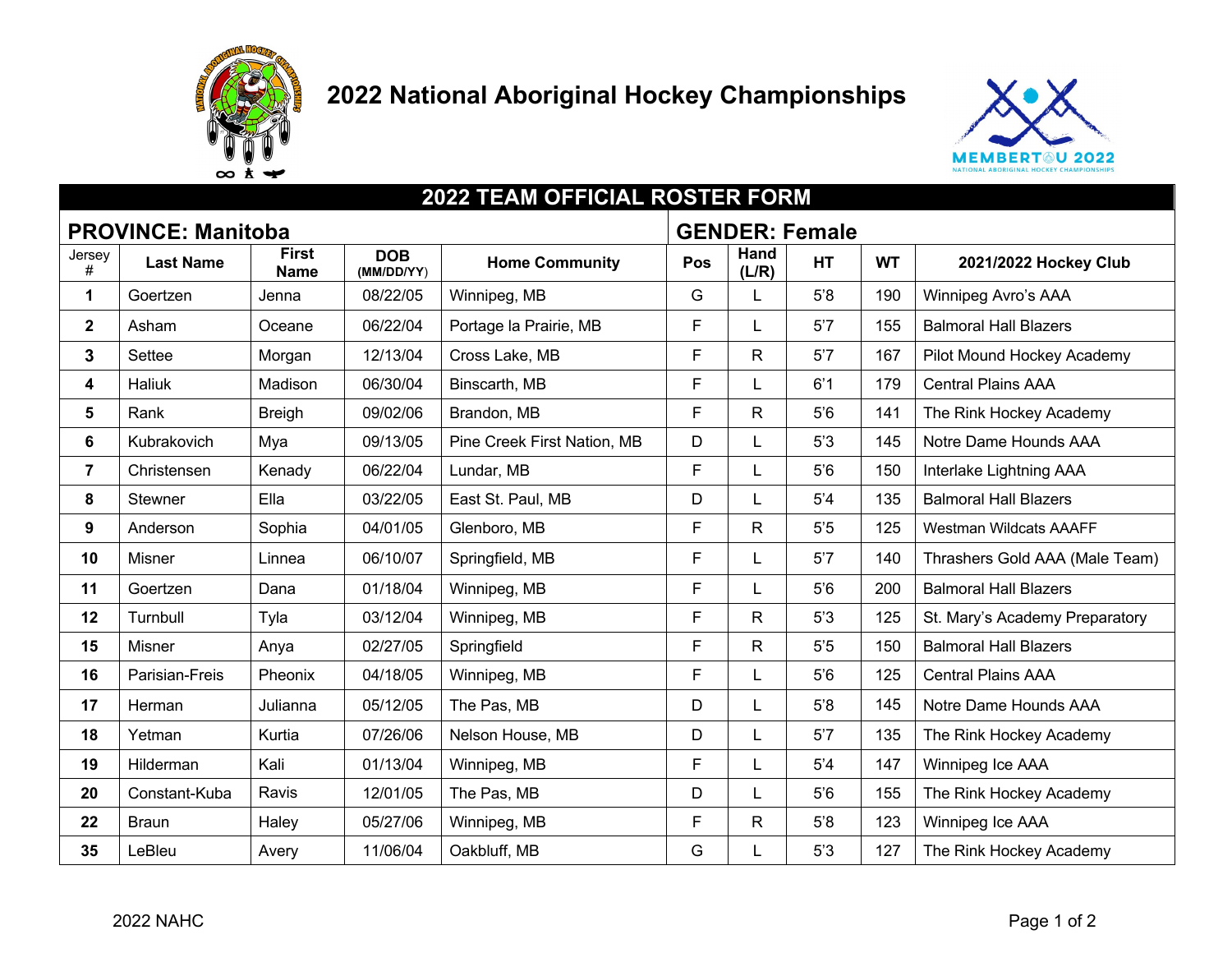# 2022 National Aboriginal Hockey Championships

## 2022 TEAM OFFICIAL ROSTER FORM

**PROVINCE: Manitoba** | **GENDER: Female**

| Jersey # | Last Name | First Name | DOB (MM/DD/YY) | Home Community | Pos | Hand (L/R) | HT | WT | 2021/2022 Hockey Club |
|---|---|---|---|---|---|---|---|---|---|
| 1 | Goertzen | Jenna | 08/22/05 | Winnipeg, MB | G | L | 5'8 | 190 | Winnipeg Avro's AAA |
| 2 | Asham | Oceane | 06/22/04 | Portage la Prairie, MB | F | L | 5'7 | 155 | Balmoral Hall Blazers |
| 3 | Settee | Morgan | 12/13/04 | Cross Lake, MB | F | R | 5'7 | 167 | Pilot Mound Hockey Academy |
| 4 | Haliuk | Madison | 06/30/04 | Binscarth, MB | F | L | 6'1 | 179 | Central Plains AAA |
| 5 | Rank | Breigh | 09/02/06 | Brandon, MB | F | R | 5'6 | 141 | The Rink Hockey Academy |
| 6 | Kubrakovich | Mya | 09/13/05 | Pine Creek First Nation, MB | D | L | 5'3 | 145 | Notre Dame Hounds AAA |
| 7 | Christensen | Kenady | 06/22/04 | Lundar, MB | F | L | 5'6 | 150 | Interlake Lightning AAA |
| 8 | Stewner | Ella | 03/22/05 | East St. Paul, MB | D | L | 5'4 | 135 | Balmoral Hall Blazers |
| 9 | Anderson | Sophia | 04/01/05 | Glenboro, MB | F | R | 5'5 | 125 | Westman Wildcats AAAFF |
| 10 | Misner | Linnea | 06/10/07 | Springfield, MB | F | L | 5'7 | 140 | Thrashers Gold AAA (Male Team) |
| 11 | Goertzen | Dana | 01/18/04 | Winnipeg, MB | F | L | 5'6 | 200 | Balmoral Hall Blazers |
| 12 | Turnbull | Tyla | 03/12/04 | Winnipeg, MB | F | R | 5'3 | 125 | St. Mary's Academy Preparatory |
| 15 | Misner | Anya | 02/27/05 | Springfield | F | R | 5'5 | 150 | Balmoral Hall Blazers |
| 16 | Parisian-Freis | Pheonix | 04/18/05 | Winnipeg, MB | F | L | 5'6 | 125 | Central Plains AAA |
| 17 | Herman | Julianna | 05/12/05 | The Pas, MB | D | L | 5'8 | 145 | Notre Dame Hounds AAA |
| 18 | Yetman | Kurtia | 07/26/06 | Nelson House, MB | D | L | 5'7 | 135 | The Rink Hockey Academy |
| 19 | Hilderman | Kali | 01/13/04 | Winnipeg, MB | F | L | 5'4 | 147 | Winnipeg Ice AAA |
| 20 | Constant-Kuba | Ravis | 12/01/05 | The Pas, MB | D | L | 5'6 | 155 | The Rink Hockey Academy |
| 22 | Braun | Haley | 05/27/06 | Winnipeg, MB | F | R | 5'8 | 123 | Winnipeg Ice AAA |
| 35 | LeBleu | Avery | 11/06/04 | Oakbluff, MB | G | L | 5'3 | 127 | The Rink Hockey Academy |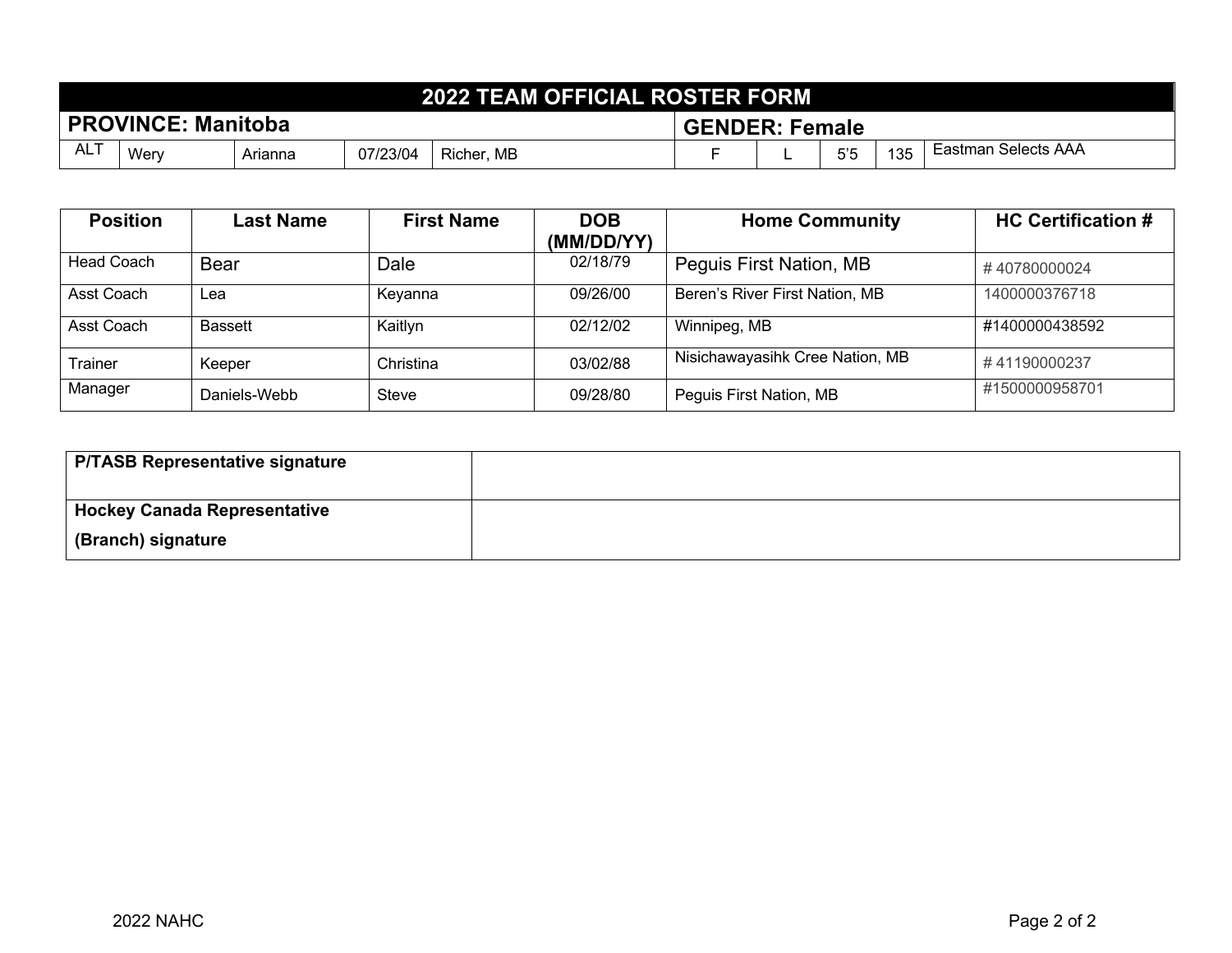## 2022 TEAM OFFICIAL ROSTER FORM

| PROVINCE: Manitoba | | | | | GENDER: Female | | | | |
|---|---|---|---|---|---|---|---|---|---|
| ALT | Wery | Arianna | 07/23/04 | Richer, MB | F | L | 5'5 | 135 | Eastman Selects AAA |

| Position | Last Name | First Name | DOB (MM/DD/YY) | Home Community | HC Certification # |
|---|---|---|---|---|---|
| Head Coach | Bear | Dale | 02/18/79 | Peguis First Nation, MB | # 40780000024 |
| Asst Coach | Lea | Keyanna | 09/26/00 | Beren's River First Nation, MB | 1400000376718 |
| Asst Coach | Bassett | Kaitlyn | 02/12/02 | Winnipeg, MB | #1400000438592 |
| Trainer | Keeper | Christina | 03/02/88 | Nisichawayasihk Cree Nation, MB | # 41190000237 |
| Manager | Daniels-Webb | Steve | 09/28/80 | Peguis First Nation, MB | #1500000958701 |

| | |
|---|---|
| **P/TASB Representative signature** | |
| **Hockey Canada Representative (Branch) signature** | |